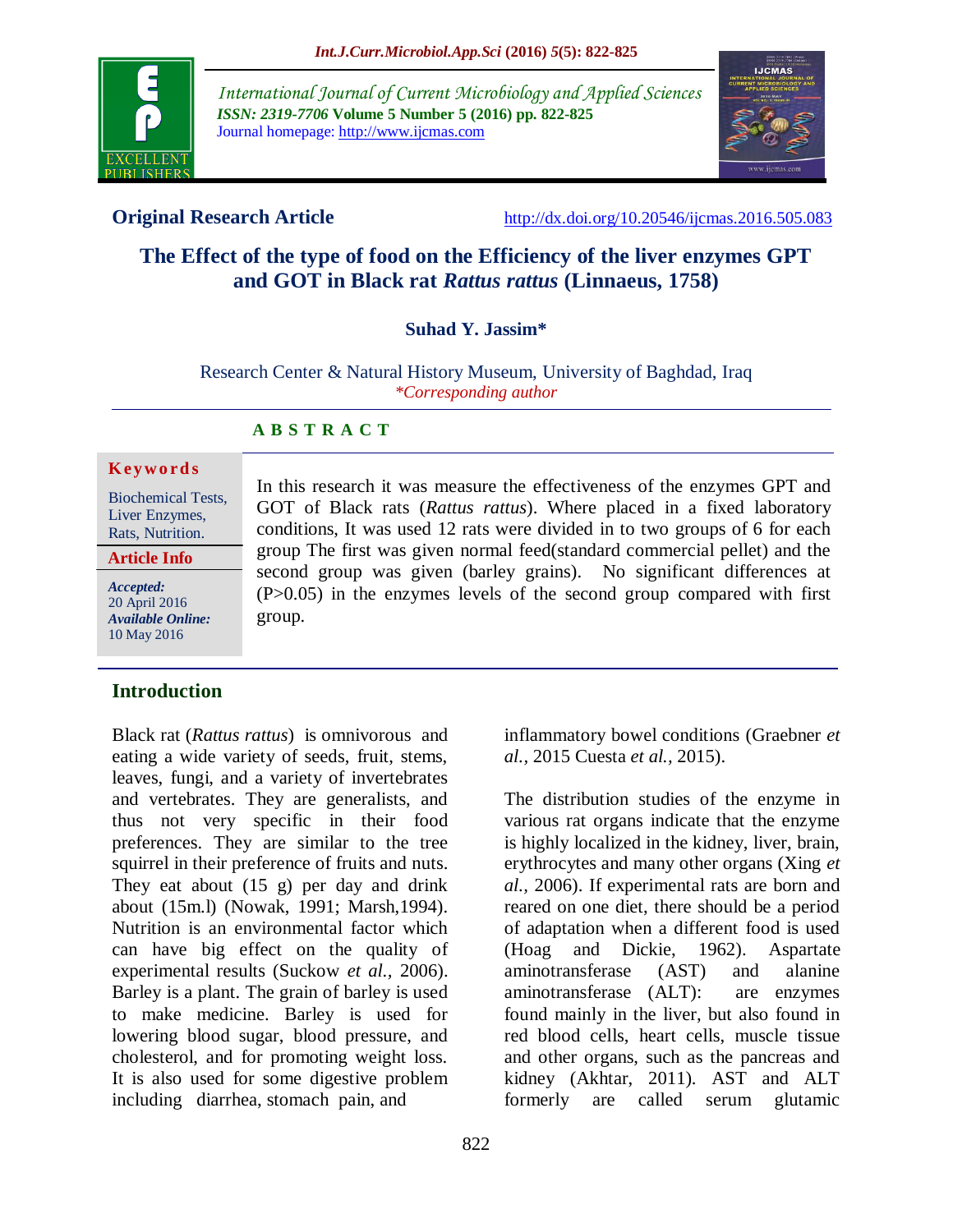**Original Research Article** http://dx.doi.org/10.20546/ijcmas.2016.505.083

# The Effect of the type of food on the Efficiency of the liver enzymes GPT and GOT in Black rat *Rattus rattus* (Linnaeus, 1758)

**Suhad Y. Jassim***

Research Center & Natural History Museum, University of Baghdad, Iraq

*\*Corresponding author*

## A B S T R A C T

**Keywords**

Biochemical Tests, Liver Enzymes, Rats, Nutrition.

**Article Info**

***Accepted:*** 20 April 2016

***Available Online:*** 10 May 2016

In this research it was measure the effectiveness of the enzymes GPT and GOT of Black rats (*Rattus rattus*). Where placed in a fixed laboratory conditions, It was used 12 rats were divided in to two groups of 6 for each group The first was given normal feed(standard commercial pellet) and the second group was given (barley grains). No significant differences at (P>0.05) in the enzymes levels of the second group compared with first group.

## Introduction

Black rat (*Rattus rattus*) is omnivorous and eating a wide variety of seeds, fruit, stems, leaves, fungi, and a variety of invertebrates and vertebrates. They are generalists, and thus not very specific in their food preferences. They are similar to the tree squirrel in their preference of fruits and nuts. They eat about (15 g) per day and drink about (15m.l) (Nowak, 1991; Marsh,1994). Nutrition is an environmental factor which can have big effect on the quality of experimental results (Suckow *et al.,* 2006). Barley is a plant. The grain of barley is used to make medicine. Barley is used for lowering blood sugar, blood pressure, and cholesterol, and for promoting weight loss. It is also used for some digestive problem including diarrhea, stomach pain, and inflammatory bowel conditions (Graebner *et al.,* 2015 Cuesta *et al.,* 2015).

The distribution studies of the enzyme in various rat organs indicate that the enzyme is highly localized in the kidney, liver, brain, erythrocytes and many other organs (Xing *et al.,* 2006). If experimental rats are born and reared on one diet, there should be a period of adaptation when a different food is used (Hoag and Dickie, 1962). Aspartate aminotransferase (AST) and alanine aminotransferase (ALT): are enzymes found mainly in the liver, but also found in red blood cells, heart cells, muscle tissue and other organs, such as the pancreas and kidney (Akhtar, 2011). AST and ALT formerly are called serum glutamic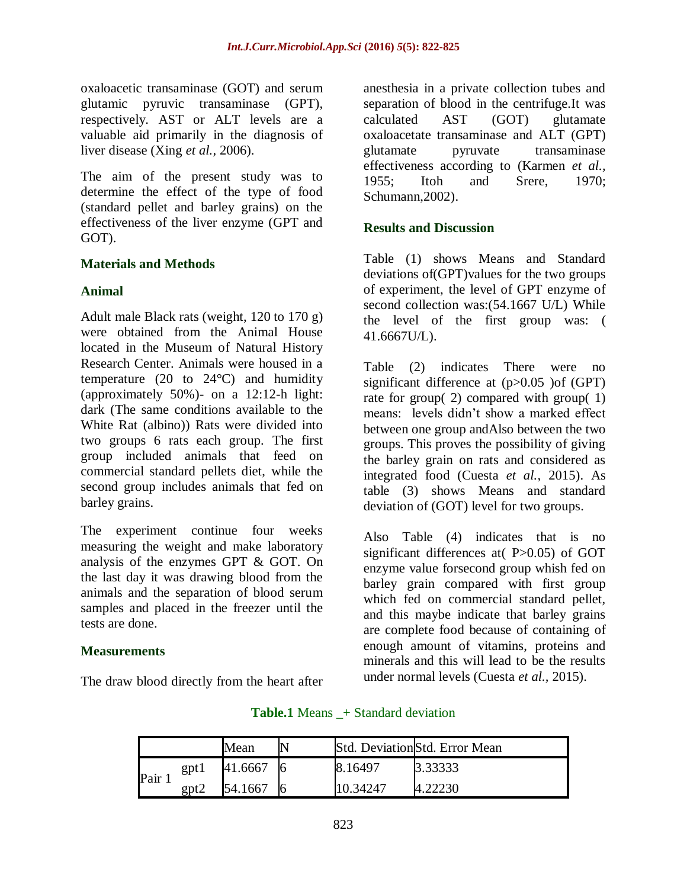oxaloacetic transaminase (GOT) and serum glutamic pyruvic transaminase (GPT), respectively. AST or ALT levels are a valuable aid primarily in the diagnosis of liver disease (Xing *et al.*, 2006).

The aim of the present study was to determine the effect of the type of food (standard pellet and barley grains) on the effectiveness of the liver enzyme (GPT and GOT).

## Materials and Methods

### Animal

Adult male Black rats (weight, 120 to 170 g) were obtained from the Animal House located in the Museum of Natural History Research Center. Animals were housed in a temperature (20 to 24°C) and humidity (approximately 50%)- on a 12:12-h light: dark (The same conditions available to the White Rat (albino)) Rats were divided into two groups 6 rats each group. The first group included animals that feed on commercial standard pellets diet, while the second group includes animals that fed on barley grains.

The experiment continue four weeks measuring the weight and make laboratory analysis of the enzymes GPT & GOT. On the last day it was drawing blood from the animals and the separation of blood serum samples and placed in the freezer until the tests are done.

### Measurements

The draw blood directly from the heart after anesthesia in a private collection tubes and separation of blood in the centrifuge.It was calculated AST (GOT) glutamate oxaloacetate transaminase and ALT (GPT) glutamate pyruvate transaminase effectiveness according to (Karmen *et al.*, 1955; Itoh and Srere, 1970; Schumann,2002).

## Results and Discussion

Table (1) shows Means and Standard deviations of(GPT)values for the two groups of experiment, the level of GPT enzyme of second collection was:(54.1667 U/L) While the level of the first group was: ( 41.6667U/L).

Table (2) indicates There were no significant difference at ($p>0.05$ )of (GPT) rate for group( 2) compared with group( 1) means: levels didn't show a marked effect between one group andAlso between the two groups. This proves the possibility of giving the barley grain on rats and considered as integrated food (Cuesta *et al.*, 2015). As table (3) shows Means and standard deviation of (GOT) level for two groups.

Also Table (4) indicates that is no significant differences at( $P>0.05$) of GOT enzyme value forsecond group whish fed on barley grain compared with first group which fed on commercial standard pellet, and this maybe indicate that barley grains are complete food because of containing of enough amount of vitamins, proteins and minerals and this will lead to be the results under normal levels (Cuesta *et al.*, 2015).

**Table.1** Means _+ Standard deviation

| | | Mean | N | Std. Deviation | Std. Error Mean |
|---|---|---|---|---|---|
| Pair 1 | gpt1 | 41.6667 | 6 | 8.16497 | 3.33333 |
| | gpt2 | 54.1667 | 6 | 10.34247 | 4.22230 |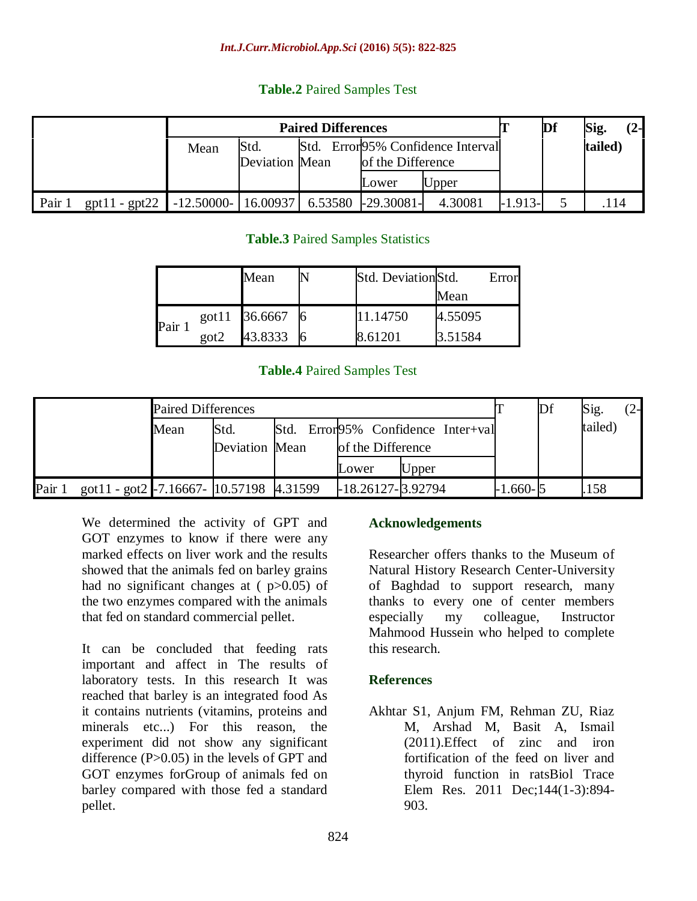**Table.2** Paired Samples Test

| | | Paired Differences | | | | | T | Df | Sig. (2-tailed) |
|---|---|---|---|---|---|---|---|---|---|
| | | Mean | Std. Deviation | Std. Error Mean | 95% Confidence Interval of the Difference | | | | |
| | | | | | Lower | Upper | | | |
| Pair 1 | gpt11 - gpt22 | -12.50000- | 16.00937 | 6.53580 | -29.30081- | 4.30081 | -1.913- | 5 | .114 |

**Table.3** Paired Samples Statistics

| | | Mean | N | Std. Deviation | Std. Error Mean |
|---|---|---|---|---|---|
| Pair 1 | got11 | 36.6667 | 6 | 11.14750 | 4.55095 |
| | got2 | 43.8333 | 6 | 8.61201 | 3.51584 |

**Table.4** Paired Samples Test

| | | Paired Differences | | | | | T | Df | Sig. (2-tailed) |
|---|---|---|---|---|---|---|---|---|---|
| | | Mean | Std. Deviation | Std. Error Mean | 95% Confidence Inter+val of the Difference | | | | |
| | | | | | Lower | Upper | | | |
| Pair 1 | got11 - got2 | -7.16667- | 10.57198 | 4.31599 | -18.26127- | 3.92794 | -1.660- | 5 | .158 |

We determined the activity of GPT and GOT enzymes to know if there were any marked effects on liver work and the results showed that the animals fed on barley grains had no significant changes at ( p>0.05) of the two enzymes compared with the animals that fed on standard commercial pellet.

It can be concluded that feeding rats important and affect in The results of laboratory tests. In this research It was reached that barley is an integrated food As it contains nutrients (vitamins, proteins and minerals etc...) For this reason, the experiment did not show any significant difference (P>0.05) in the levels of GPT and GOT enzymes forGroup of animals fed on barley compared with those fed a standard pellet.

## Acknowledgements

Researcher offers thanks to the Museum of Natural History Research Center-University of Baghdad to support research, many thanks to every one of center members especially my colleague, Instructor Mahmood Hussein who helped to complete this research.

## References

Akhtar S1, Anjum FM, Rehman ZU, Riaz M, Arshad M, Basit A, Ismail (2011).Effect of zinc and iron fortification of the feed on liver and thyroid function in ratsBiol Trace Elem Res. 2011 Dec;144(1-3):894-903.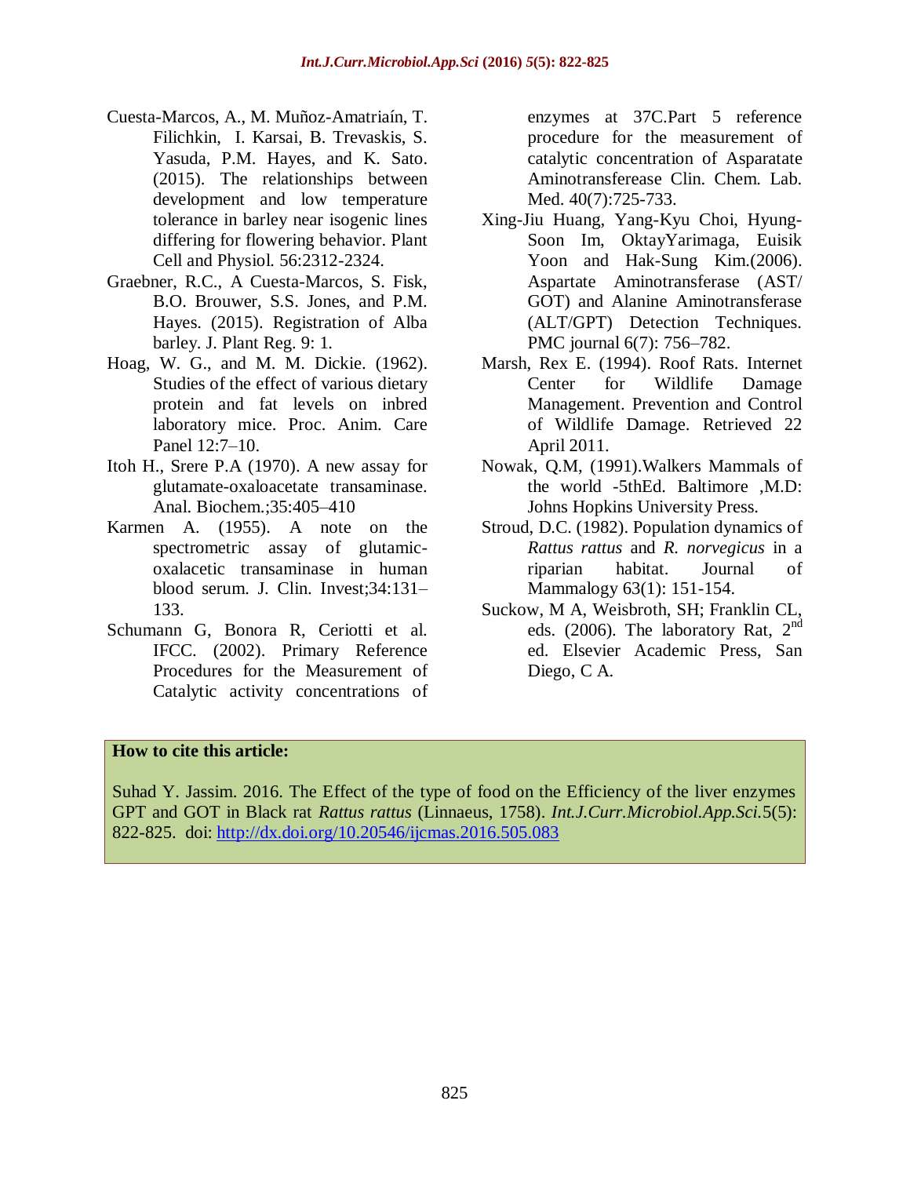Cuesta-Marcos, A., M. Muñoz-Amatriaín, T. Filichkin, I. Karsai, B. Trevaskis, S. Yasuda, P.M. Hayes, and K. Sato. (2015). The relationships between development and low temperature tolerance in barley near isogenic lines differing for flowering behavior. Plant Cell and Physiol. 56:2312-2324.

Graebner, R.C., A Cuesta-Marcos, S. Fisk, B.O. Brouwer, S.S. Jones, and P.M. Hayes. (2015). Registration of Alba barley. J. Plant Reg. 9: 1.

Hoag, W. G., and M. M. Dickie. (1962). Studies of the effect of various dietary protein and fat levels on inbred laboratory mice. Proc. Anim. Care Panel 12:7–10.

Itoh H., Srere P.A (1970). A new assay for glutamate-oxaloacetate transaminase. Anal. Biochem.;35:405–410

Karmen A. (1955). A note on the spectrometric assay of glutamic-oxalacetic transaminase in human blood serum. J. Clin. Invest;34:131–133.

Schumann G, Bonora R, Ceriotti et al. IFCC. (2002). Primary Reference Procedures for the Measurement of Catalytic activity concentrations of enzymes at 37C.Part 5 reference procedure for the measurement of catalytic concentration of Asparatate Aminotransferease Clin. Chem. Lab. Med. 40(7):725-733.

Xing-Jiu Huang, Yang-Kyu Choi, Hyung-Soon Im, OktayYarimaga, Euisik Yoon and Hak-Sung Kim.(2006). Aspartate Aminotransferase (AST/ GOT) and Alanine Aminotransferase (ALT/GPT) Detection Techniques. PMC journal 6(7): 756–782.

Marsh, Rex E. (1994). Roof Rats. Internet Center for Wildlife Damage Management. Prevention and Control of Wildlife Damage. Retrieved 22 April 2011.

Nowak, Q.M, (1991).Walkers Mammals of the world -5thEd. Baltimore ,M.D: Johns Hopkins University Press.

Stroud, D.C. (1982). Population dynamics of *Rattus rattus* and *R. norvegicus* in a riparian habitat. Journal of Mammalogy 63(1): 151-154.

Suckow, M A, Weisbroth, SH; Franklin CL, eds. (2006). The laboratory Rat, 2nd ed. Elsevier Academic Press, San Diego, C A.

**How to cite this article:**

Suhad Y. Jassim. 2016. The Effect of the type of food on the Efficiency of the liver enzymes GPT and GOT in Black rat *Rattus rattus* (Linnaeus, 1758). *Int.J.Curr.Microbiol.App.Sci.*5(5): 822-825. doi: http://dx.doi.org/10.20546/ijcmas.2016.505.083